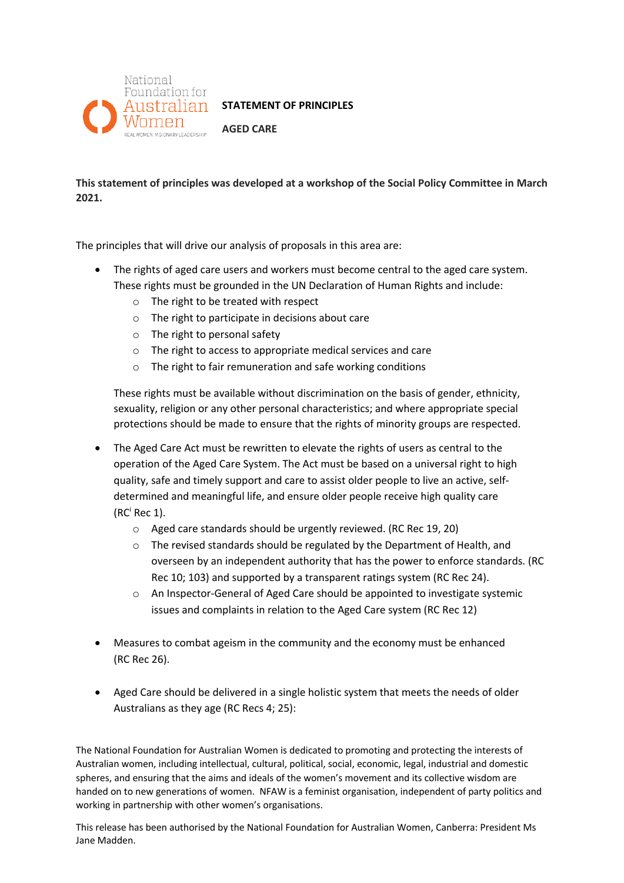National Foundation for Australian Women

REAL WOMEN. VISIONARY LEADERSHIP

**STATEMENT OF PRINCIPLES**

**AGED CARE**

**This statement of principles was developed at a workshop of the Social Policy Committee in March 2021.**

The principles that will drive our analysis of proposals in this area are:

- The rights of aged care users and workers must become central to the aged care system. These rights must be grounded in the UN Declaration of Human Rights and include:
  - The right to be treated with respect
  - The right to participate in decisions about care
  - The right to personal safety
  - The right to access to appropriate medical services and care
  - The right to fair remuneration and safe working conditions

  These rights must be available without discrimination on the basis of gender, ethnicity, sexuality, religion or any other personal characteristics; and where appropriate special protections should be made to ensure that the rights of minority groups are respected.

- The Aged Care Act must be rewritten to elevate the rights of users as central to the operation of the Aged Care System. The Act must be based on a universal right to high quality, safe and timely support and care to assist older people to live an active, self-determined and meaningful life, and ensure older people receive high quality care (RC[i] Rec 1).
  - Aged care standards should be urgently reviewed. (RC Rec 19, 20)
  - The revised standards should be regulated by the Department of Health, and overseen by an independent authority that has the power to enforce standards. (RC Rec 10; 103) and supported by a transparent ratings system (RC Rec 24).
  - An Inspector-General of Aged Care should be appointed to investigate systemic issues and complaints in relation to the Aged Care system (RC Rec 12)

- Measures to combat ageism in the community and the economy must be enhanced (RC Rec 26).

- Aged Care should be delivered in a single holistic system that meets the needs of older Australians as they age (RC Recs 4; 25):

The National Foundation for Australian Women is dedicated to promoting and protecting the interests of Australian women, including intellectual, cultural, political, social, economic, legal, industrial and domestic spheres, and ensuring that the aims and ideals of the women's movement and its collective wisdom are handed on to new generations of women. NFAW is a feminist organisation, independent of party politics and working in partnership with other women's organisations.

This release has been authorised by the National Foundation for Australian Women, Canberra: President Ms Jane Madden.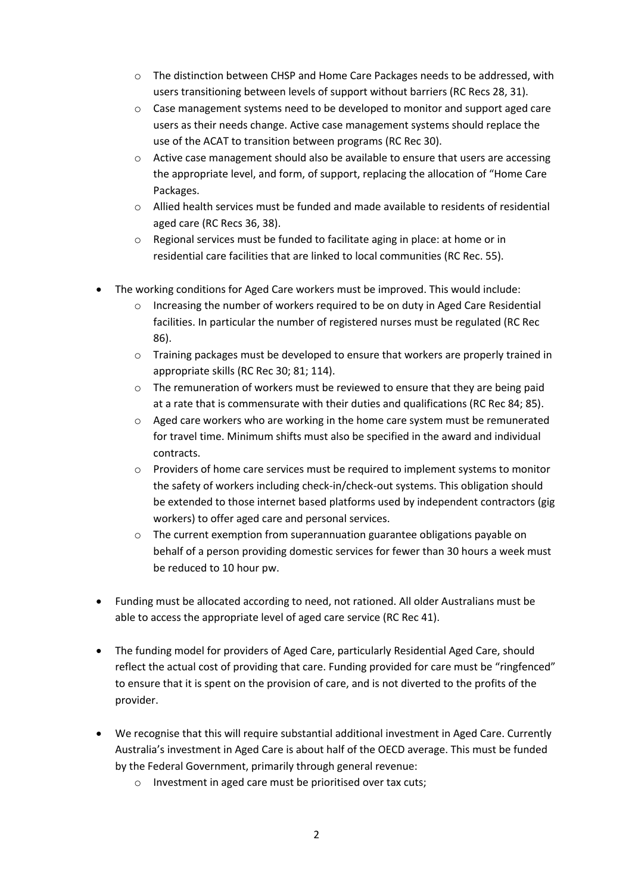- The distinction between CHSP and Home Care Packages needs to be addressed, with users transitioning between levels of support without barriers (RC Recs 28, 31).
  - Case management systems need to be developed to monitor and support aged care users as their needs change. Active case management systems should replace the use of the ACAT to transition between programs (RC Rec 30).
  - Active case management should also be available to ensure that users are accessing the appropriate level, and form, of support, replacing the allocation of "Home Care Packages.
  - Allied health services must be funded and made available to residents of residential aged care (RC Recs 36, 38).
  - Regional services must be funded to facilitate aging in place: at home or in residential care facilities that are linked to local communities (RC Rec. 55).

- The working conditions for Aged Care workers must be improved. This would include:
  - Increasing the number of workers required to be on duty in Aged Care Residential facilities. In particular the number of registered nurses must be regulated (RC Rec 86).
  - Training packages must be developed to ensure that workers are properly trained in appropriate skills (RC Rec 30; 81; 114).
  - The remuneration of workers must be reviewed to ensure that they are being paid at a rate that is commensurate with their duties and qualifications (RC Rec 84; 85).
  - Aged care workers who are working in the home care system must be remunerated for travel time. Minimum shifts must also be specified in the award and individual contracts.
  - Providers of home care services must be required to implement systems to monitor the safety of workers including check-in/check-out systems. This obligation should be extended to those internet based platforms used by independent contractors (gig workers) to offer aged care and personal services.
  - The current exemption from superannuation guarantee obligations payable on behalf of a person providing domestic services for fewer than 30 hours a week must be reduced to 10 hour pw.

- Funding must be allocated according to need, not rationed. All older Australians must be able to access the appropriate level of aged care service (RC Rec 41).

- The funding model for providers of Aged Care, particularly Residential Aged Care, should reflect the actual cost of providing that care. Funding provided for care must be "ringfenced" to ensure that it is spent on the provision of care, and is not diverted to the profits of the provider.

- We recognise that this will require substantial additional investment in Aged Care. Currently Australia's investment in Aged Care is about half of the OECD average. This must be funded by the Federal Government, primarily through general revenue:
  - Investment in aged care must be prioritised over tax cuts;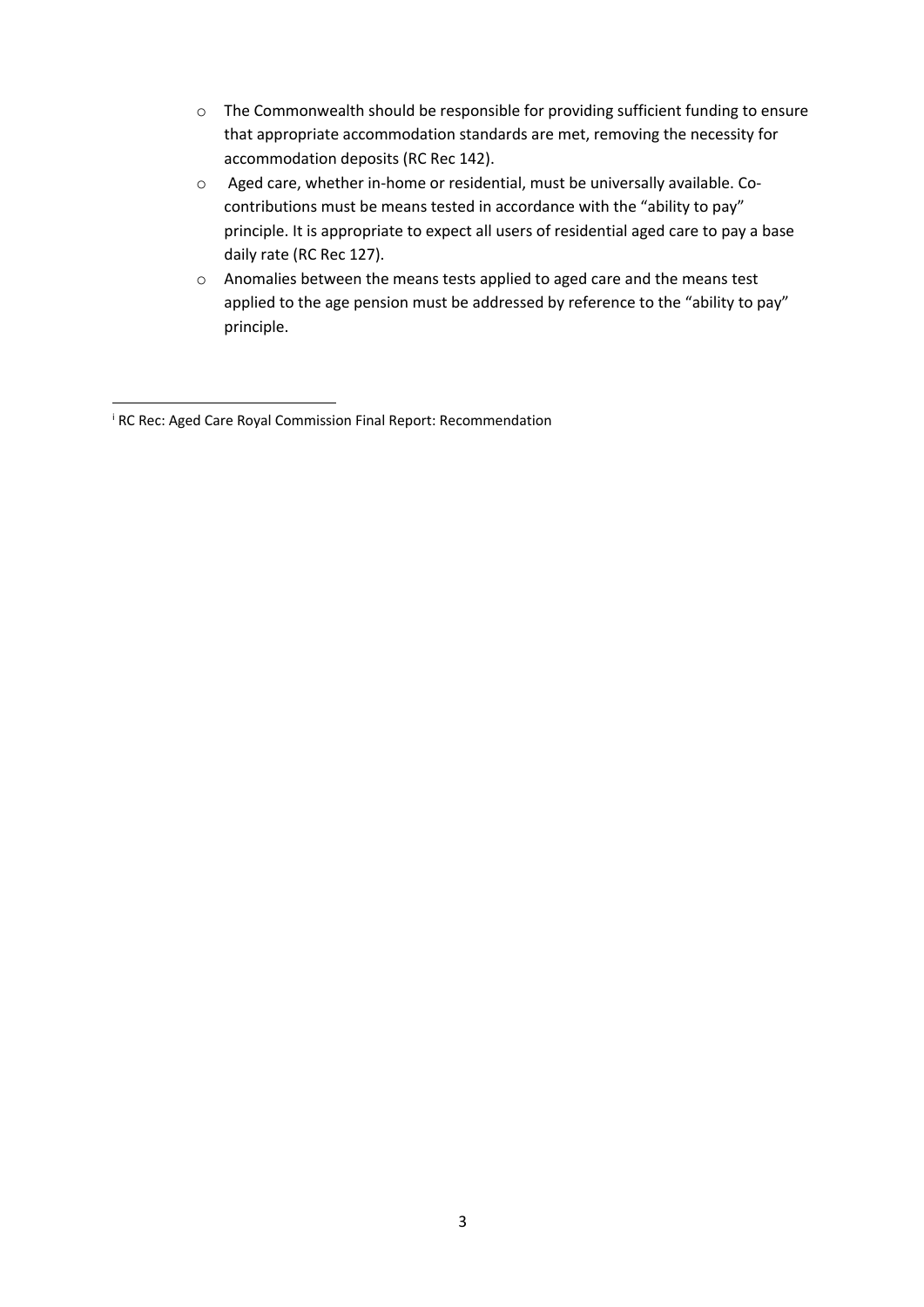- The Commonwealth should be responsible for providing sufficient funding to ensure that appropriate accommodation standards are met, removing the necessity for accommodation deposits (RC Rec 142).
- Aged care, whether in-home or residential, must be universally available. Co-contributions must be means tested in accordance with the "ability to pay" principle. It is appropriate to expect all users of residential aged care to pay a base daily rate (RC Rec 127).
- Anomalies between the means tests applied to aged care and the means test applied to the age pension must be addressed by reference to the "ability to pay" principle.

---

[i] RC Rec: Aged Care Royal Commission Final Report: Recommendation